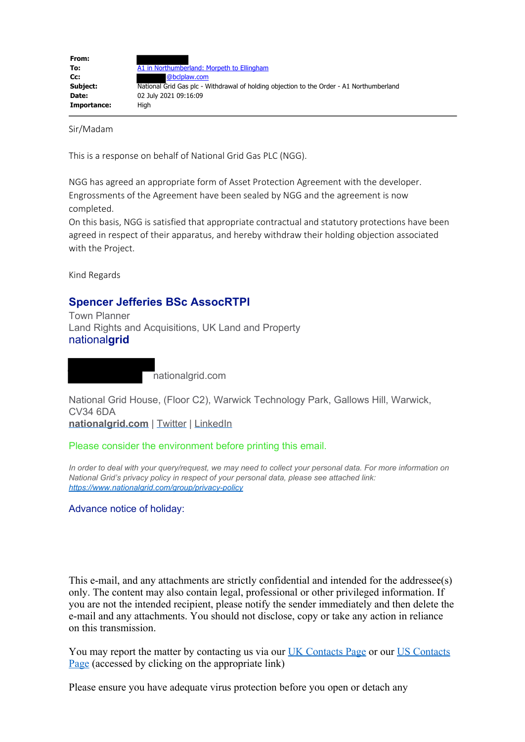| | |
|---|---|
| **From:** | |
| **To:** | A1 in Northumberland: Morpeth to Ellingham |
| **Cc:** | @bclplaw.com |
| **Subject:** | National Grid Gas plc - Withdrawal of holding objection to the Order - A1 Northumberland |
| **Date:** | 02 July 2021 09:16:09 |
| **Importance:** | High |

Sir/Madam

This is a response on behalf of National Grid Gas PLC (NGG).

NGG has agreed an appropriate form of Asset Protection Agreement with the developer. Engrossments of the Agreement have been sealed by NGG and the agreement is now completed.
On this basis, NGG is satisfied that appropriate contractual and statutory protections have been agreed in respect of their apparatus, and hereby withdraw their holding objection associated with the Project.

Kind Regards

**Spencer Jefferies BSc AssocRTPI**
Town Planner
Land Rights and Acquisitions, UK Land and Property
national**grid**

nationalgrid.com

National Grid House, (Floor C2), Warwick Technology Park, Gallows Hill, Warwick, CV34 6DA
**nationalgrid.com** | Twitter | LinkedIn

Please consider the environment before printing this email.

*In order to deal with your query/request, we may need to collect your personal data. For more information on National Grid's privacy policy in respect of your personal data, please see attached link: https://www.nationalgrid.com/group/privacy-policy*

Advance notice of holiday:

This e-mail, and any attachments are strictly confidential and intended for the addressee(s) only. The content may also contain legal, professional or other privileged information. If you are not the intended recipient, please notify the sender immediately and then delete the e-mail and any attachments. You should not disclose, copy or take any action in reliance on this transmission.

You may report the matter by contacting us via our UK Contacts Page or our US Contacts Page (accessed by clicking on the appropriate link)

Please ensure you have adequate virus protection before you open or detach any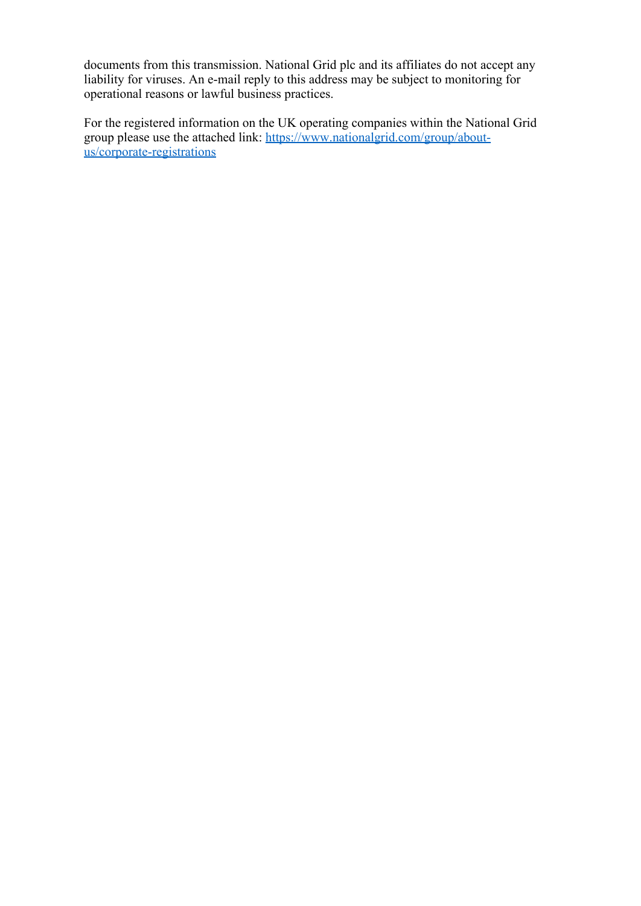documents from this transmission. National Grid plc and its affiliates do not accept any liability for viruses. An e-mail reply to this address may be subject to monitoring for operational reasons or lawful business practices.

For the registered information on the UK operating companies within the National Grid group please use the attached link: [https://www.nationalgrid.com/group/about-us/corporate-registrations](https://www.nationalgrid.com/group/about-us/corporate-registrations)